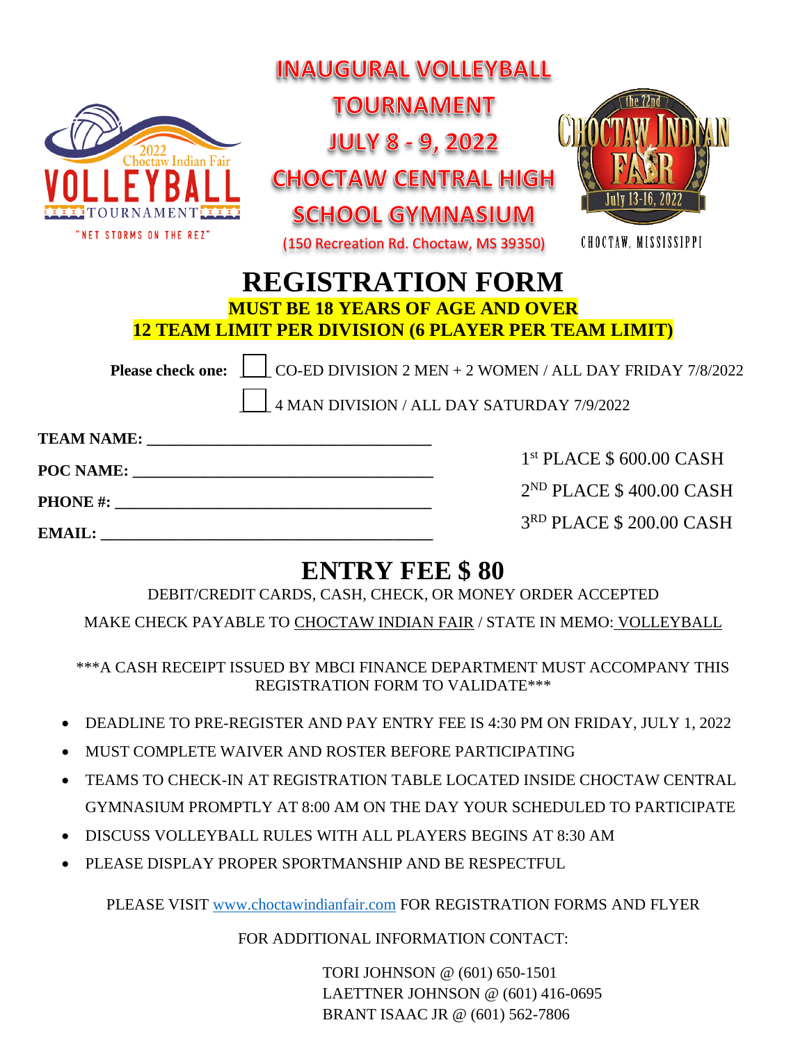2022 Choctaw Indian Fair
VOLLEYBALL
TOURNAMENT
"NET STORMS ON THE REZ"

# INAUGURAL VOLLEYBALL TOURNAMENT

## JULY 8 - 9, 2022

## CHOCTAW CENTRAL HIGH SCHOOL GYMNASIUM

(150 Recreation Rd. Choctaw, MS 39350)

the 72nd
CHOCTAW INDIAN FAIR
July 13-16, 2022
CHOCTAW, MISSISSIPPI

# REGISTRATION FORM

**MUST BE 18 YEARS OF AGE AND OVER**

**12 TEAM LIMIT PER DIVISION (6 PLAYER PER TEAM LIMIT)**

**Please check one:** ☐ CO-ED DIVISION 2 MEN + 2 WOMEN / ALL DAY FRIDAY 7/8/2022

☐ 4 MAN DIVISION / ALL DAY SATURDAY 7/9/2022

**TEAM NAME:** ___________________________________

**POC NAME:** ___________________________________

**PHONE #:** ___________________________________

**EMAIL:** ___________________________________

1st PLACE $ 600.00 CASH

2ND PLACE $ 400.00 CASH

3RD PLACE $ 200.00 CASH

# ENTRY FEE $ 80

DEBIT/CREDIT CARDS, CASH, CHECK, OR MONEY ORDER ACCEPTED

MAKE CHECK PAYABLE TO CHOCTAW INDIAN FAIR / STATE IN MEMO: VOLLEYBALL

***A CASH RECEIPT ISSUED BY MBCI FINANCE DEPARTMENT MUST ACCOMPANY THIS REGISTRATION FORM TO VALIDATE***

- DEADLINE TO PRE-REGISTER AND PAY ENTRY FEE IS 4:30 PM ON FRIDAY, JULY 1, 2022
- MUST COMPLETE WAIVER AND ROSTER BEFORE PARTICIPATING
- TEAMS TO CHECK-IN AT REGISTRATION TABLE LOCATED INSIDE CHOCTAW CENTRAL GYMNASIUM PROMPTLY AT 8:00 AM ON THE DAY YOUR SCHEDULED TO PARTICIPATE
- DISCUSS VOLLEYBALL RULES WITH ALL PLAYERS BEGINS AT 8:30 AM
- PLEASE DISPLAY PROPER SPORTSMANSHIP AND BE RESPECTFUL

PLEASE VISIT www.choctawindianfair.com FOR REGISTRATION FORMS AND FLYER

FOR ADDITIONAL INFORMATION CONTACT:

TORI JOHNSON @ (601) 650-1501
LAETTNER JOHNSON @ (601) 416-0695
BRANT ISAAC JR @ (601) 562-7806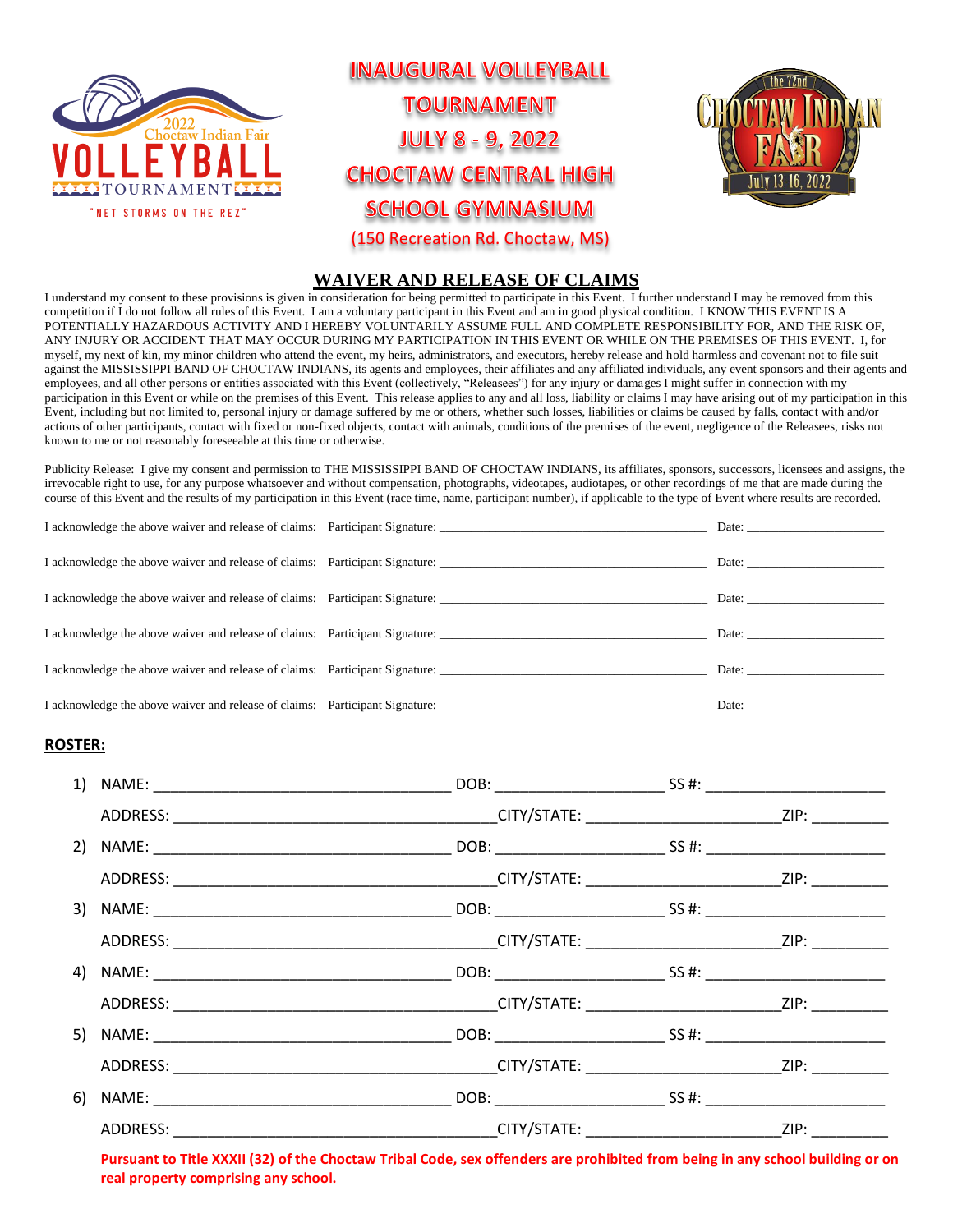INAUGURAL VOLLEYBALL TOURNAMENT

JULY 8 - 9, 2022

CHOCTAW CENTRAL HIGH SCHOOL GYMNASIUM

(150 Recreation Rd. Choctaw, MS)

# WAIVER AND RELEASE OF CLAIMS

I understand my consent to these provisions is given in consideration for being permitted to participate in this Event. I further understand I may be removed from this competition if I do not follow all rules of this Event. I am a voluntary participant in this Event and am in good physical condition. I KNOW THIS EVENT IS A POTENTIALLY HAZARDOUS ACTIVITY AND I HEREBY VOLUNTARILY ASSUME FULL AND COMPLETE RESPONSIBILITY FOR, AND THE RISK OF, ANY INJURY OR ACCIDENT THAT MAY OCCUR DURING MY PARTICIPATION IN THIS EVENT OR WHILE ON THE PREMISES OF THIS EVENT. I, for myself, my next of kin, my minor children who attend the event, my heirs, administrators, and executors, hereby release and hold harmless and covenant not to file suit against the MISSISSIPPI BAND OF CHOCTAW INDIANS, its agents and employees, their affiliates and any affiliated individuals, any event sponsors and their agents and employees, and all other persons or entities associated with this Event (collectively, "Releasees") for any injury or damages I might suffer in connection with my participation in this Event or while on the premises of this Event. This release applies to any and all loss, liability or claims I may have arising out of my participation in this Event, including but not limited to, personal injury or damage suffered by me or others, whether such losses, liabilities or claims be caused by falls, contact with and/or actions of other participants, contact with fixed or non-fixed objects, contact with animals, conditions of the premises of the event, negligence of the Releasees, risks not known to me or not reasonably foreseeable at this time or otherwise.

Publicity Release: I give my consent and permission to THE MISSISSIPPI BAND OF CHOCTAW INDIANS, its affiliates, sponsors, successors, licensees and assigns, the irrevocable right to use, for any purpose whatsoever and without compensation, photographs, videotapes, audiotapes, or other recordings of me that are made during the course of this Event and the results of my participation in this Event (race time, name, participant number), if applicable to the type of Event where results are recorded.

I acknowledge the above waiver and release of claims: Participant Signature: ______________________ Date: ____________

I acknowledge the above waiver and release of claims: Participant Signature: ______________________ Date: ____________

I acknowledge the above waiver and release of claims: Participant Signature: ______________________ Date: ____________

I acknowledge the above waiver and release of claims: Participant Signature: ______________________ Date: ____________

I acknowledge the above waiver and release of claims: Participant Signature: ______________________ Date: ____________

I acknowledge the above waiver and release of claims: Participant Signature: ______________________ Date: ____________

**ROSTER:**

1) NAME: ______________________ DOB: ____________ SS #: ____________
   ADDRESS: ______________________ CITY/STATE: ____________ ZIP: ________
2) NAME: ______________________ DOB: ____________ SS #: ____________
   ADDRESS: ______________________ CITY/STATE: ____________ ZIP: ________
3) NAME: ______________________ DOB: ____________ SS #: ____________
   ADDRESS: ______________________ CITY/STATE: ____________ ZIP: ________
4) NAME: ______________________ DOB: ____________ SS #: ____________
   ADDRESS: ______________________ CITY/STATE: ____________ ZIP: ________
5) NAME: ______________________ DOB: ____________ SS #: ____________
   ADDRESS: ______________________ CITY/STATE: ____________ ZIP: ________
6) NAME: ______________________ DOB: ____________ SS #: ____________
   ADDRESS: ______________________ CITY/STATE: ____________ ZIP: ________

**Pursuant to Title XXXII (32) of the Choctaw Tribal Code, sex offenders are prohibited from being in any school building or on real property comprising any school.**